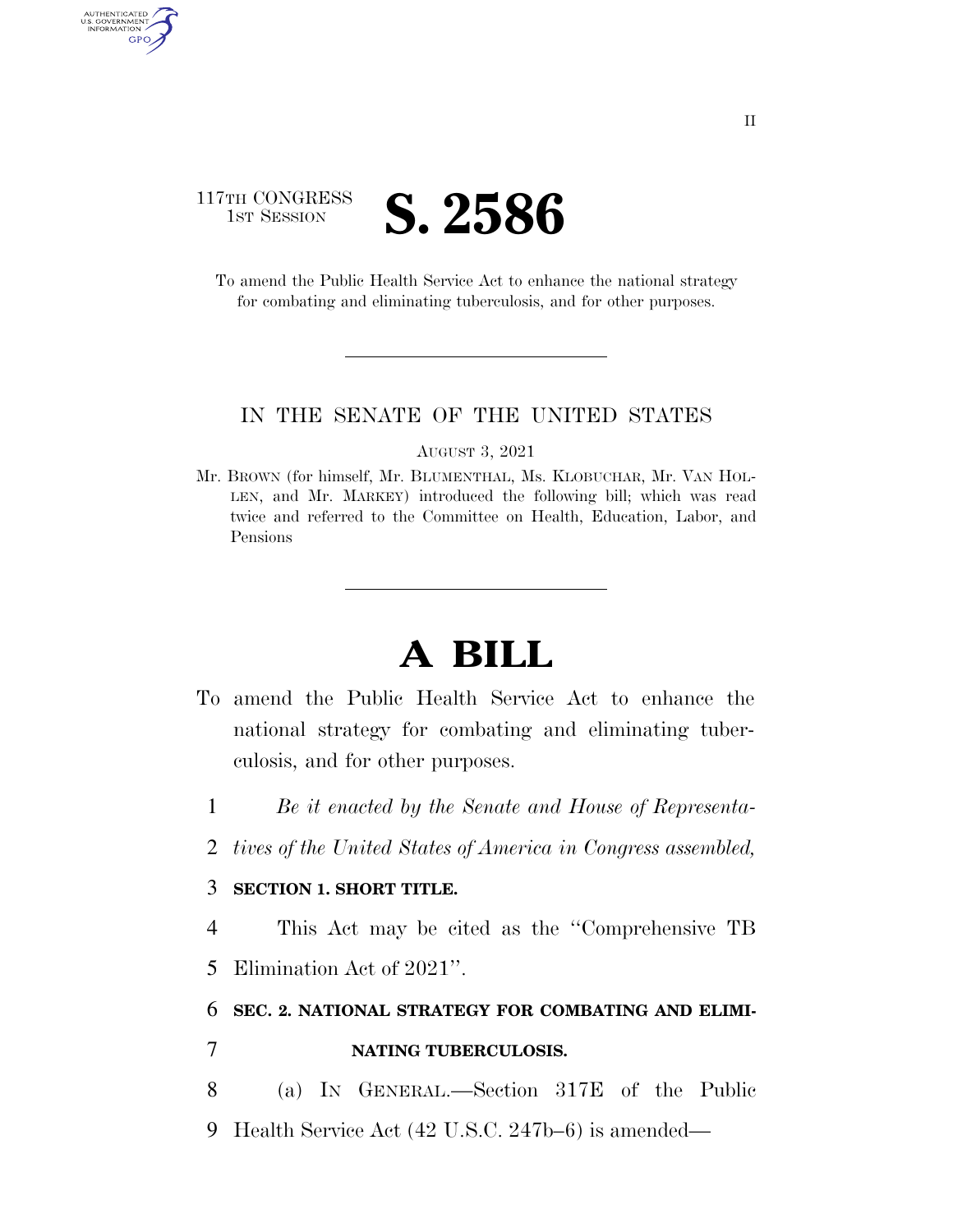117TH CONGRESS
1ST SESSION

# S. 2586

To amend the Public Health Service Act to enhance the national strategy for combating and eliminating tuberculosis, and for other purposes.

IN THE SENATE OF THE UNITED STATES

AUGUST 3, 2021

Mr. BROWN (for himself, Mr. BLUMENTHAL, Ms. KLOBUCHAR, Mr. VAN HOLLEN, and Mr. MARKEY) introduced the following bill; which was read twice and referred to the Committee on Health, Education, Labor, and Pensions

# A BILL

To amend the Public Health Service Act to enhance the national strategy for combating and eliminating tuberculosis, and for other purposes.

1 *Be it enacted by the Senate and House of Representa-*
2 *tives of the United States of America in Congress assembled,*

3 **SECTION 1. SHORT TITLE.**

4 This Act may be cited as the "Comprehensive TB
5 Elimination Act of 2021".

6 **SEC. 2. NATIONAL STRATEGY FOR COMBATING AND ELIMI-**
7 **NATING TUBERCULOSIS.**

8 (a) IN GENERAL.—Section 317E of the Public
9 Health Service Act (42 U.S.C. 247b–6) is amended—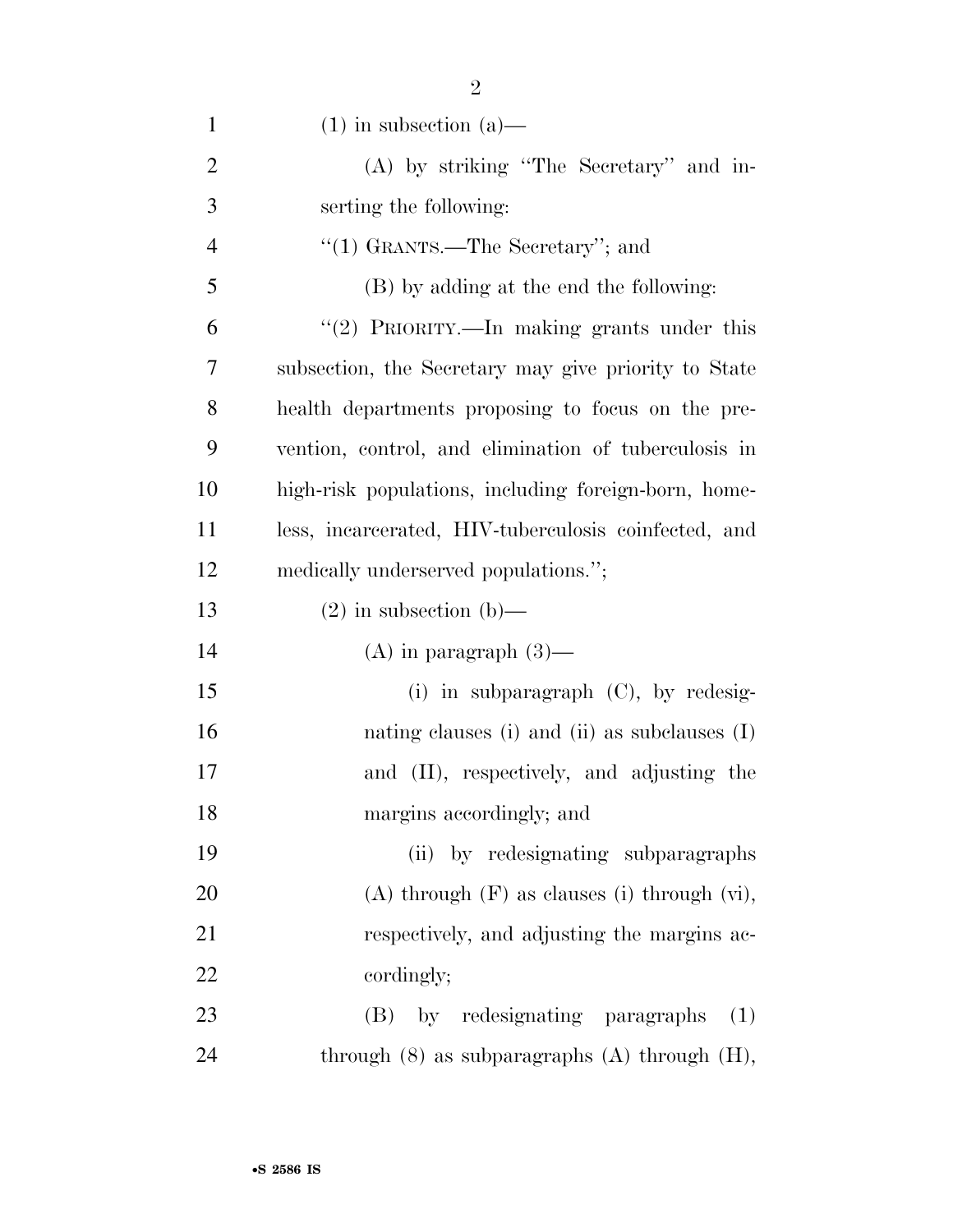(1) in subsection (a)—

(A) by striking "The Secretary" and inserting the following:

"(1) GRANTS.—The Secretary"; and

(B) by adding at the end the following:

"(2) PRIORITY.—In making grants under this subsection, the Secretary may give priority to State health departments proposing to focus on the prevention, control, and elimination of tuberculosis in high-risk populations, including foreign-born, homeless, incarcerated, HIV-tuberculosis coinfected, and medically underserved populations.";

(2) in subsection (b)—

(A) in paragraph (3)—

(i) in subparagraph (C), by redesignating clauses (i) and (ii) as subclauses (I) and (II), respectively, and adjusting the margins accordingly; and

(ii) by redesignating subparagraphs (A) through (F) as clauses (i) through (vi), respectively, and adjusting the margins accordingly;

(B) by redesignating paragraphs (1) through (8) as subparagraphs (A) through (H),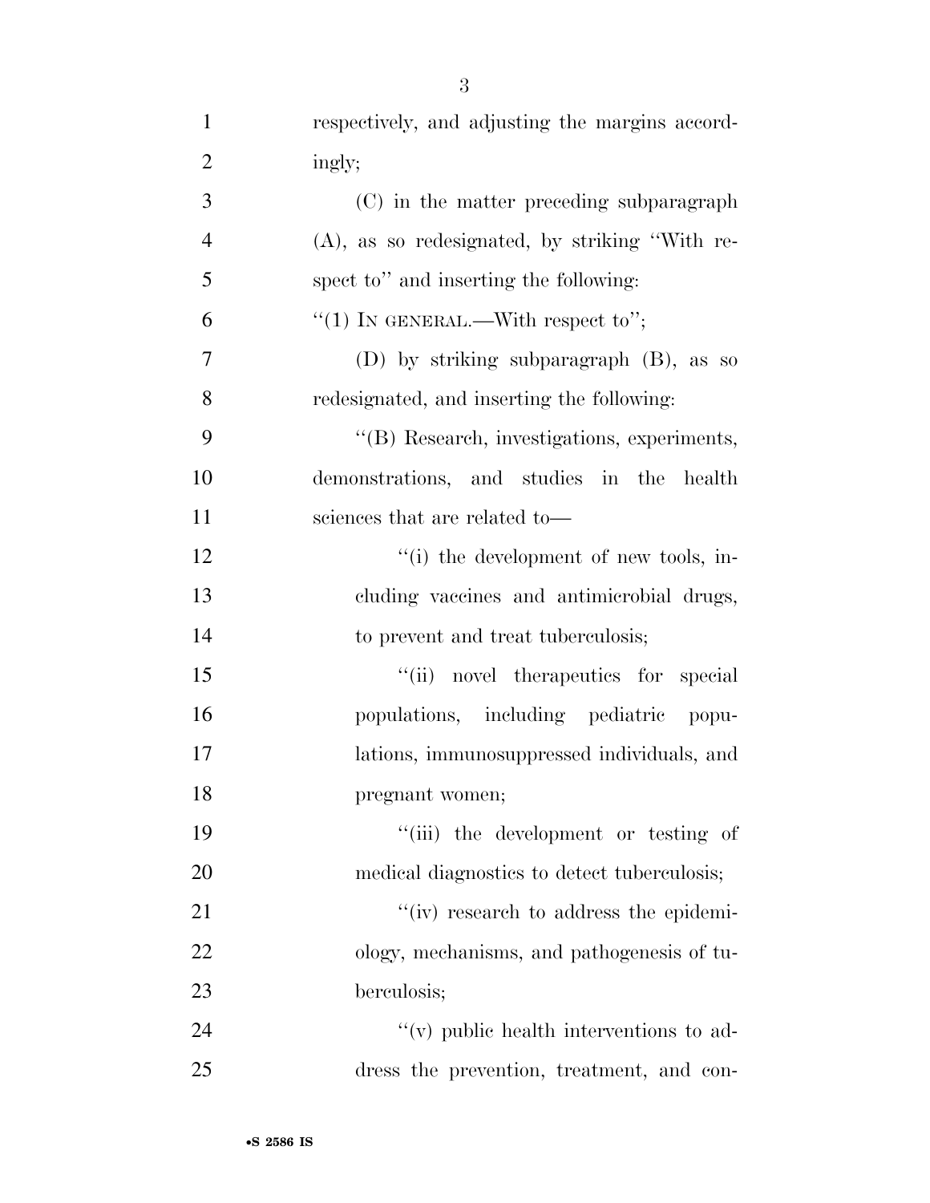respectively, and adjusting the margins accordingly;

(C) in the matter preceding subparagraph (A), as so redesignated, by striking ''With respect to'' and inserting the following:

''(1) IN GENERAL.—With respect to'';

(D) by striking subparagraph (B), as so redesignated, and inserting the following:

''(B) Research, investigations, experiments, demonstrations, and studies in the health sciences that are related to—

''(i) the development of new tools, including vaccines and antimicrobial drugs, to prevent and treat tuberculosis;

''(ii) novel therapeutics for special populations, including pediatric populations, immunosuppressed individuals, and pregnant women;

''(iii) the development or testing of medical diagnostics to detect tuberculosis;

''(iv) research to address the epidemiology, mechanisms, and pathogenesis of tuberculosis;

''(v) public health interventions to address the prevention, treatment, and con-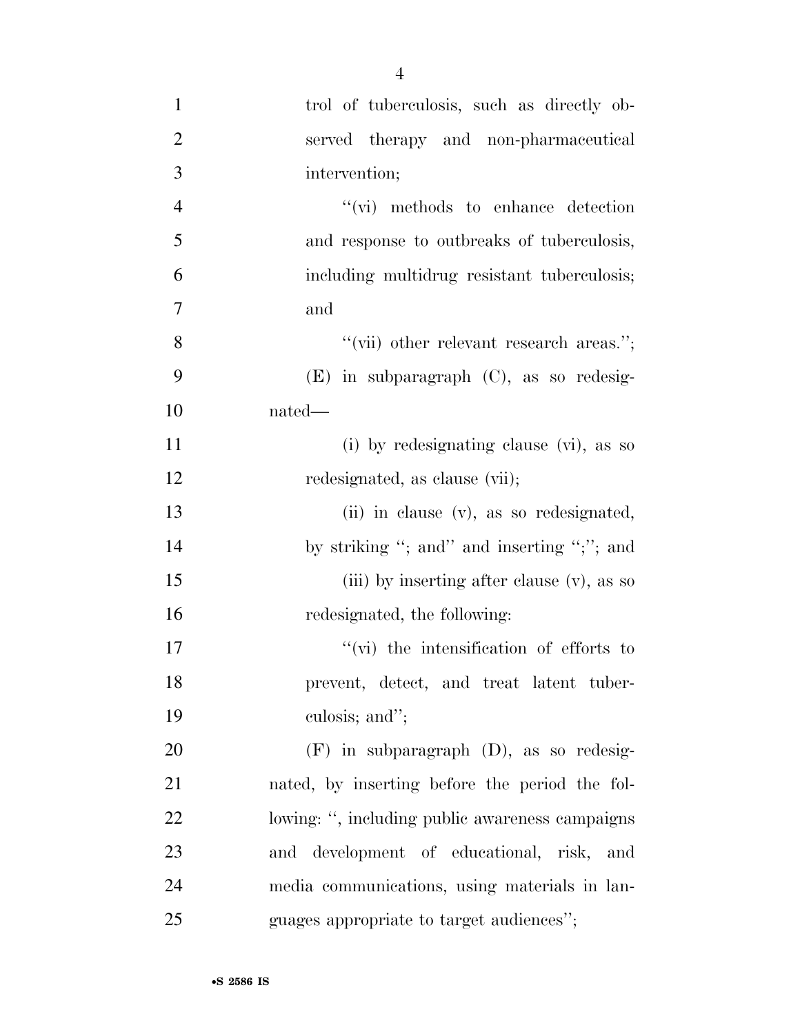trol of tuberculosis, such as directly observed therapy and non-pharmaceutical intervention;

"(vi) methods to enhance detection and response to outbreaks of tuberculosis, including multidrug resistant tuberculosis; and

"(vii) other relevant research areas.";

(E) in subparagraph (C), as so redesignated—

(i) by redesignating clause (vi), as so redesignated, as clause (vii);

(ii) in clause (v), as so redesignated, by striking "; and" and inserting ";"; and

(iii) by inserting after clause (v), as so redesignated, the following:

"(vi) the intensification of efforts to prevent, detect, and treat latent tuberculosis; and";

(F) in subparagraph (D), as so redesignated, by inserting before the period the following: ", including public awareness campaigns and development of educational, risk, and media communications, using materials in languages appropriate to target audiences";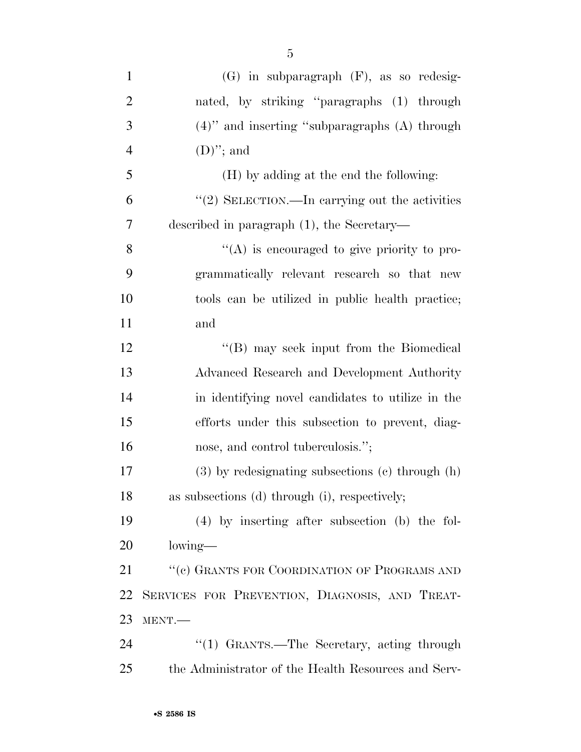(G) in subparagraph (F), as so redesignated, by striking "paragraphs (1) through (4)" and inserting "subparagraphs (A) through (D)"; and

(H) by adding at the end the following:

"(2) SELECTION.—In carrying out the activities described in paragraph (1), the Secretary—

"(A) is encouraged to give priority to programmatically relevant research so that new tools can be utilized in public health practice; and

"(B) may seek input from the Biomedical Advanced Research and Development Authority in identifying novel candidates to utilize in the efforts under this subsection to prevent, diagnose, and control tuberculosis.";

(3) by redesignating subsections (c) through (h) as subsections (d) through (i), respectively;

(4) by inserting after subsection (b) the following—

"(c) GRANTS FOR COORDINATION OF PROGRAMS AND SERVICES FOR PREVENTION, DIAGNOSIS, AND TREATMENT.—

"(1) GRANTS.—The Secretary, acting through the Administrator of the Health Resources and Serv-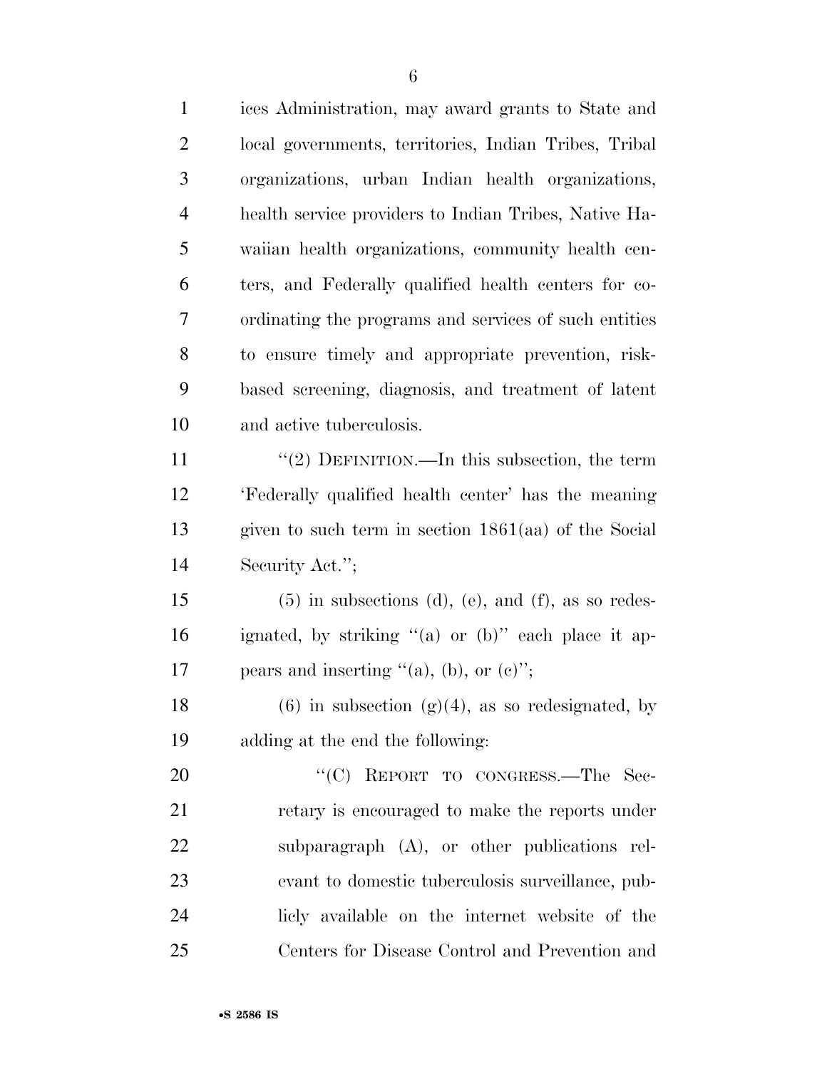ices Administration, may award grants to State and local governments, territories, Indian Tribes, Tribal organizations, urban Indian health organizations, health service providers to Indian Tribes, Native Hawaiian health organizations, community health centers, and Federally qualified health centers for coordinating the programs and services of such entities to ensure timely and appropriate prevention, risk-based screening, diagnosis, and treatment of latent and active tuberculosis.

"(2) DEFINITION.—In this subsection, the term 'Federally qualified health center' has the meaning given to such term in section 1861(aa) of the Social Security Act.";

(5) in subsections (d), (e), and (f), as so redesignated, by striking "(a) or (b)" each place it appears and inserting "(a), (b), or (c)";

(6) in subsection (g)(4), as so redesignated, by adding at the end the following:

"(C) REPORT TO CONGRESS.—The Secretary is encouraged to make the reports under subparagraph (A), or other publications relevant to domestic tuberculosis surveillance, publicly available on the internet website of the Centers for Disease Control and Prevention and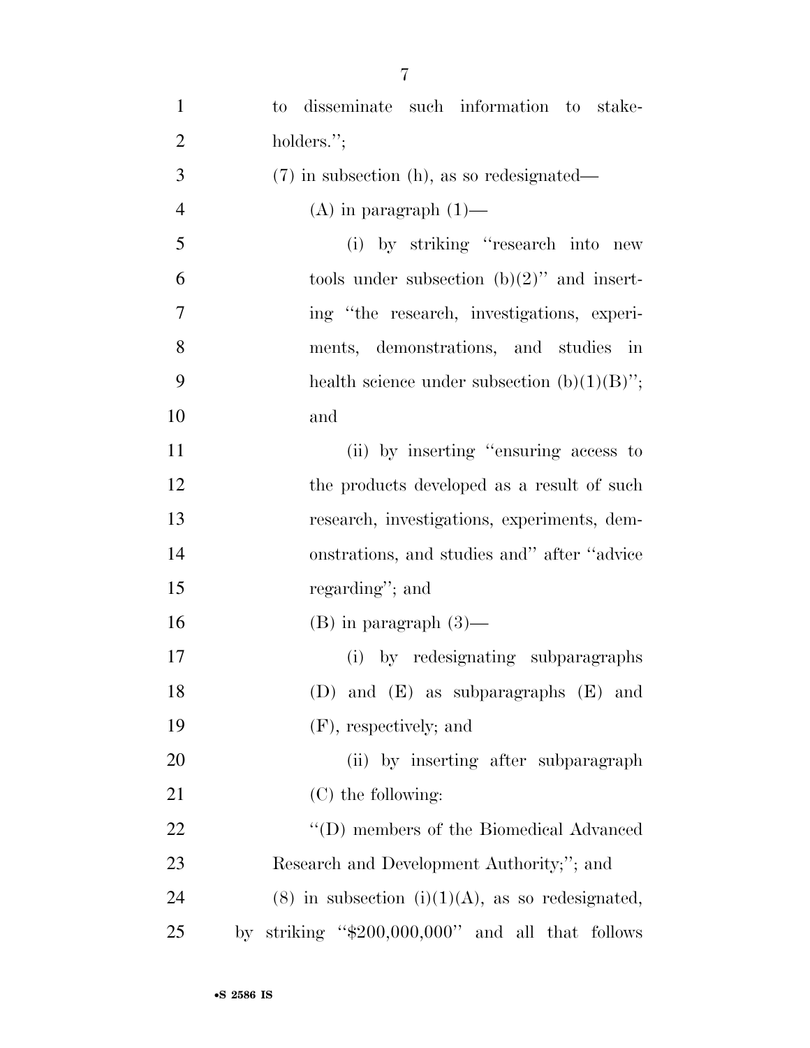to disseminate such information to stakeholders.'';

(7) in subsection (h), as so redesignated—

(A) in paragraph (1)—

(i) by striking ''research into new tools under subsection (b)(2)'' and inserting ''the research, investigations, experiments, demonstrations, and studies in health science under subsection (b)(1)(B)''; and

(ii) by inserting ''ensuring access to the products developed as a result of such research, investigations, experiments, demonstrations, and studies and'' after ''advice regarding''; and

(B) in paragraph (3)—

(i) by redesignating subparagraphs (D) and (E) as subparagraphs (E) and (F), respectively; and

(ii) by inserting after subparagraph (C) the following:

''(D) members of the Biomedical Advanced Research and Development Authority;''; and

(8) in subsection (i)(1)(A), as so redesignated, by striking ''$200,000,000'' and all that follows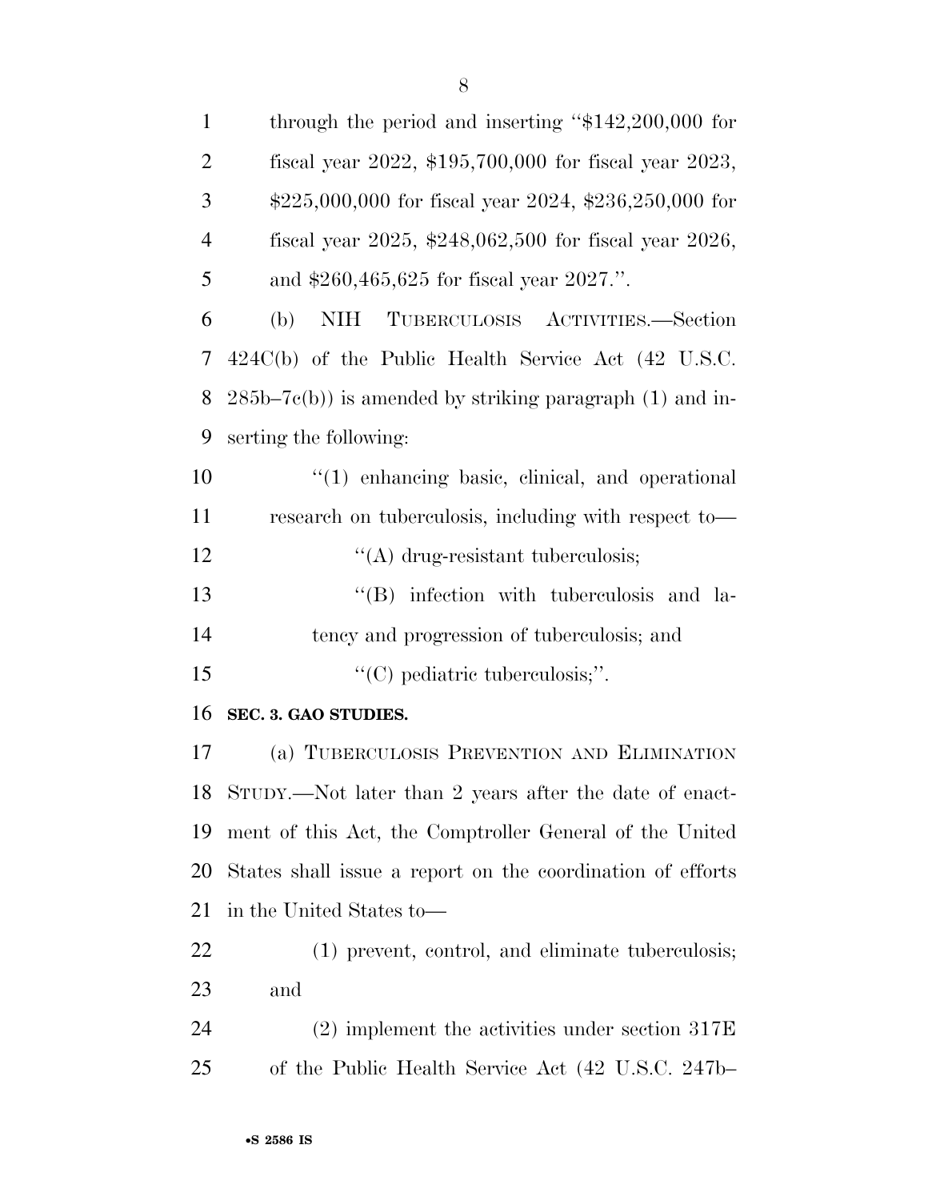through the period and inserting "$142,200,000 for fiscal year 2022, $195,700,000 for fiscal year 2023, $225,000,000 for fiscal year 2024, $236,250,000 for fiscal year 2025, $248,062,500 for fiscal year 2026, and $260,465,625 for fiscal year 2027.".

(b) NIH TUBERCULOSIS ACTIVITIES.—Section 424C(b) of the Public Health Service Act (42 U.S.C. 285b–7c(b)) is amended by striking paragraph (1) and inserting the following:

"(1) enhancing basic, clinical, and operational research on tuberculosis, including with respect to—

"(A) drug-resistant tuberculosis;

"(B) infection with tuberculosis and latency and progression of tuberculosis; and

"(C) pediatric tuberculosis;".

**SEC. 3. GAO STUDIES.**

(a) TUBERCULOSIS PREVENTION AND ELIMINATION STUDY.—Not later than 2 years after the date of enactment of this Act, the Comptroller General of the United States shall issue a report on the coordination of efforts in the United States to—

(1) prevent, control, and eliminate tuberculosis; and

(2) implement the activities under section 317E of the Public Health Service Act (42 U.S.C. 247b–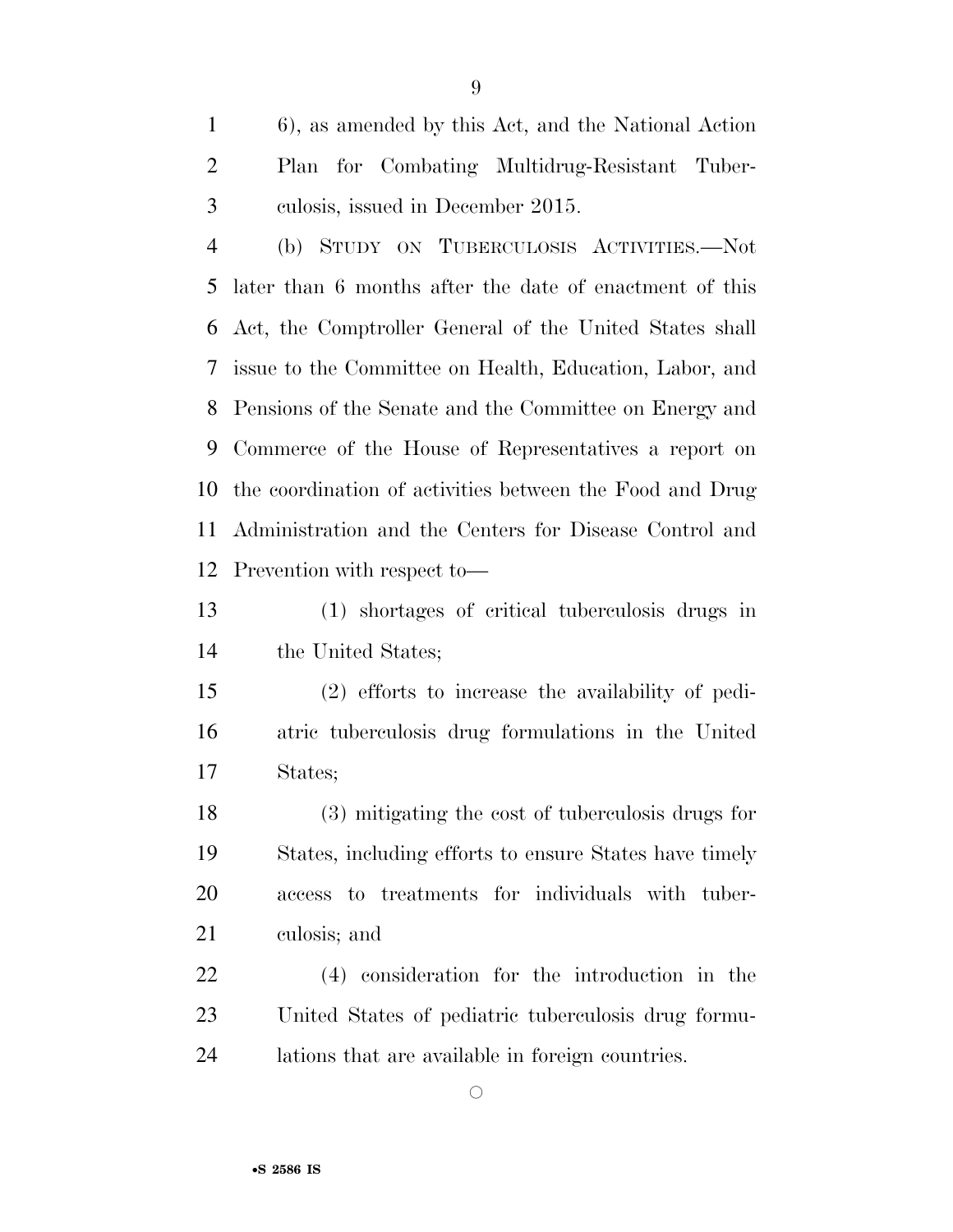6), as amended by this Act, and the National Action Plan for Combating Multidrug-Resistant Tuberculosis, issued in December 2015.

(b) STUDY ON TUBERCULOSIS ACTIVITIES.—Not later than 6 months after the date of enactment of this Act, the Comptroller General of the United States shall issue to the Committee on Health, Education, Labor, and Pensions of the Senate and the Committee on Energy and Commerce of the House of Representatives a report on the coordination of activities between the Food and Drug Administration and the Centers for Disease Control and Prevention with respect to—

(1) shortages of critical tuberculosis drugs in the United States;

(2) efforts to increase the availability of pediatric tuberculosis drug formulations in the United States;

(3) mitigating the cost of tuberculosis drugs for States, including efforts to ensure States have timely access to treatments for individuals with tuberculosis; and

(4) consideration for the introduction in the United States of pediatric tuberculosis drug formulations that are available in foreign countries.